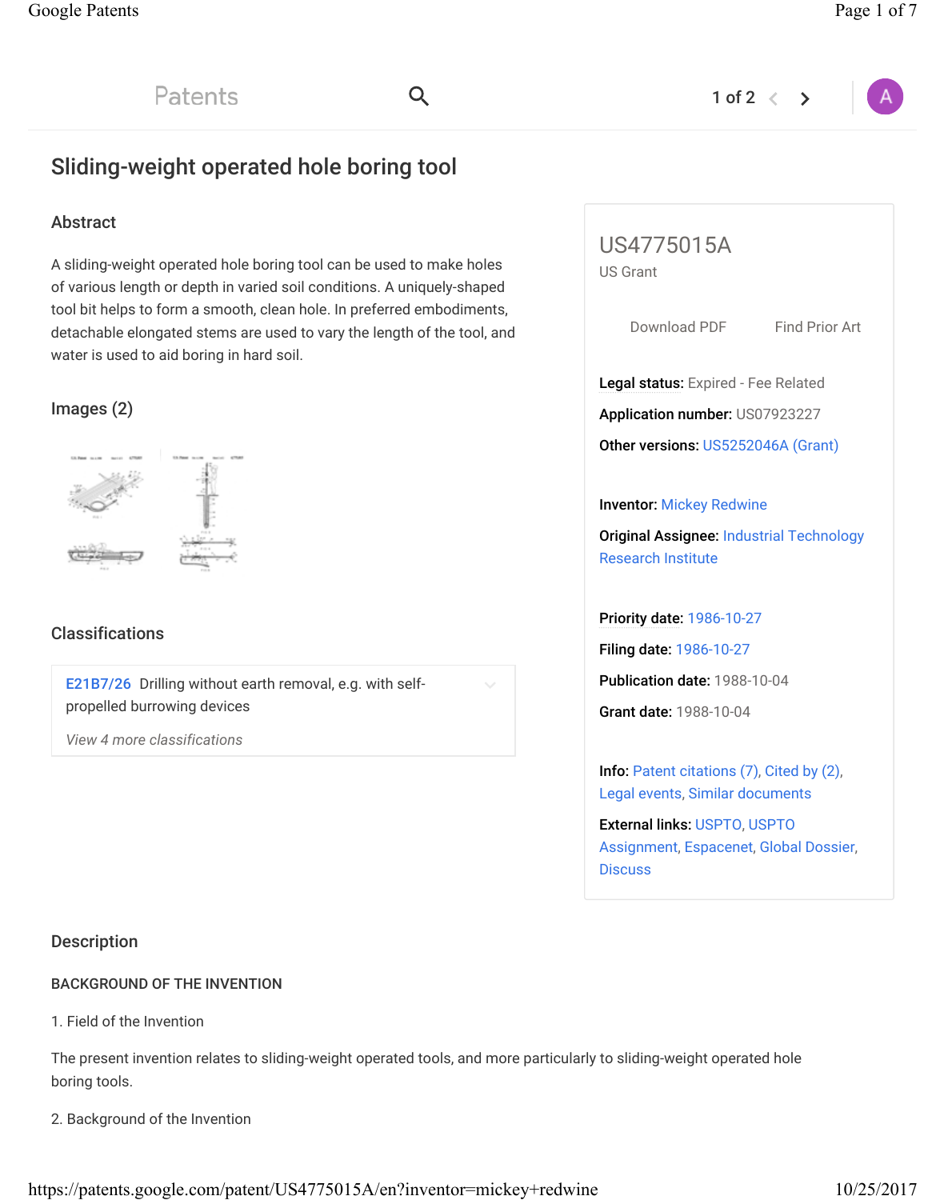# Sliding-weight operated hole boring tool

## Abstract

A sliding-weight operated hole boring tool can be used to make holes of various length or depth in varied soil conditions. A uniquely-shaped tool bit helps to form a smooth, clean hole. In preferred embodiments, detachable elongated stems are used to vary the length of the tool, and water is used to aid boring in hard soil.

## Images (2)

## Classifications

E21B7/26 Drilling without earth removal, e.g. with self-propelled burrowing devices

*View 4 more classifications*

US4775015A

US Grant

Download PDF Find Prior Art

**Legal status:** Expired - Fee Related

**Application number:** US07923227

**Other versions:** US5252046A (Grant)

**Inventor:** Mickey Redwine

**Original Assignee:** Industrial Technology Research Institute

**Priority date:** 1986-10-27

**Filing date:** 1986-10-27

**Publication date:** 1988-10-04

**Grant date:** 1988-10-04

**Info:** Patent citations (7), Cited by (2), Legal events, Similar documents

**External links:** USPTO, USPTO Assignment, Espacenet, Global Dossier, Discuss

## Description

### BACKGROUND OF THE INVENTION

1. Field of the Invention

The present invention relates to sliding-weight operated tools, and more particularly to sliding-weight operated hole boring tools.

2. Background of the Invention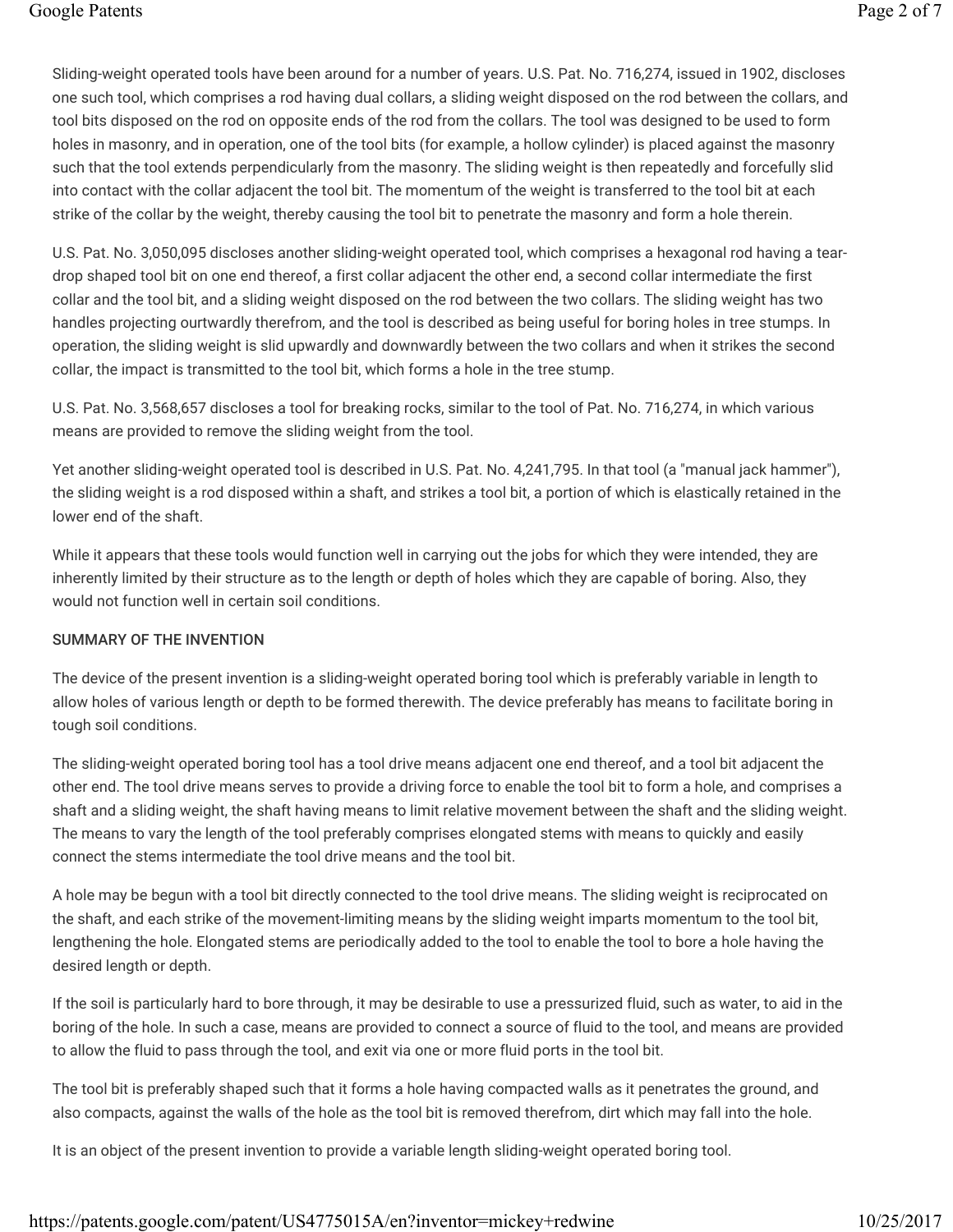Sliding-weight operated tools have been around for a number of years. U.S. Pat. No. 716,274, issued in 1902, discloses one such tool, which comprises a rod having dual collars, a sliding weight disposed on the rod between the collars, and tool bits disposed on the rod on opposite ends of the rod from the collars. The tool was designed to be used to form holes in masonry, and in operation, one of the tool bits (for example, a hollow cylinder) is placed against the masonry such that the tool extends perpendicularly from the masonry. The sliding weight is then repeatedly and forcefully slid into contact with the collar adjacent the tool bit. The momentum of the weight is transferred to the tool bit at each strike of the collar by the weight, thereby causing the tool bit to penetrate the masonry and form a hole therein.

U.S. Pat. No. 3,050,095 discloses another sliding-weight operated tool, which comprises a hexagonal rod having a tear-drop shaped tool bit on one end thereof, a first collar adjacent the other end, a second collar intermediate the first collar and the tool bit, and a sliding weight disposed on the rod between the two collars. The sliding weight has two handles projecting ourtwardly therefrom, and the tool is described as being useful for boring holes in tree stumps. In operation, the sliding weight is slid upwardly and downwardly between the two collars and when it strikes the second collar, the impact is transmitted to the tool bit, which forms a hole in the tree stump.

U.S. Pat. No. 3,568,657 discloses a tool for breaking rocks, similar to the tool of Pat. No. 716,274, in which various means are provided to remove the sliding weight from the tool.

Yet another sliding-weight operated tool is described in U.S. Pat. No. 4,241,795. In that tool (a "manual jack hammer"), the sliding weight is a rod disposed within a shaft, and strikes a tool bit, a portion of which is elastically retained in the lower end of the shaft.

While it appears that these tools would function well in carrying out the jobs for which they were intended, they are inherently limited by their structure as to the length or depth of holes which they are capable of boring. Also, they would not function well in certain soil conditions.

## SUMMARY OF THE INVENTION

The device of the present invention is a sliding-weight operated boring tool which is preferably variable in length to allow holes of various length or depth to be formed therewith. The device preferably has means to facilitate boring in tough soil conditions.

The sliding-weight operated boring tool has a tool drive means adjacent one end thereof, and a tool bit adjacent the other end. The tool drive means serves to provide a driving force to enable the tool bit to form a hole, and comprises a shaft and a sliding weight, the shaft having means to limit relative movement between the shaft and the sliding weight. The means to vary the length of the tool preferably comprises elongated stems with means to quickly and easily connect the stems intermediate the tool drive means and the tool bit.

A hole may be begun with a tool bit directly connected to the tool drive means. The sliding weight is reciprocated on the shaft, and each strike of the movement-limiting means by the sliding weight imparts momentum to the tool bit, lengthening the hole. Elongated stems are periodically added to the tool to enable the tool to bore a hole having the desired length or depth.

If the soil is particularly hard to bore through, it may be desirable to use a pressurized fluid, such as water, to aid in the boring of the hole. In such a case, means are provided to connect a source of fluid to the tool, and means are provided to allow the fluid to pass through the tool, and exit via one or more fluid ports in the tool bit.

The tool bit is preferably shaped such that it forms a hole having compacted walls as it penetrates the ground, and also compacts, against the walls of the hole as the tool bit is removed therefrom, dirt which may fall into the hole.

It is an object of the present invention to provide a variable length sliding-weight operated boring tool.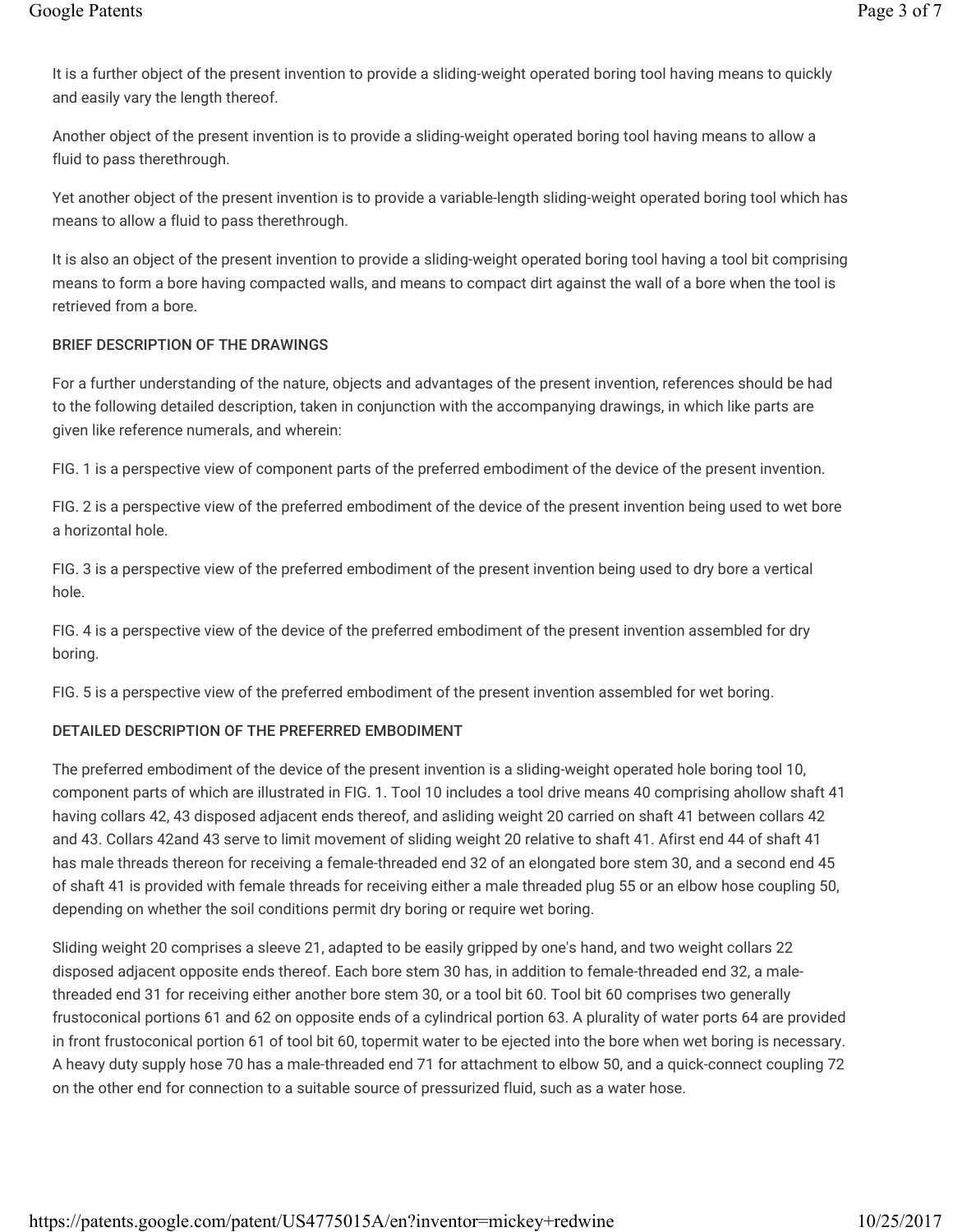It is a further object of the present invention to provide a sliding-weight operated boring tool having means to quickly and easily vary the length thereof.

Another object of the present invention is to provide a sliding-weight operated boring tool having means to allow a fluid to pass therethrough.

Yet another object of the present invention is to provide a variable-length sliding-weight operated boring tool which has means to allow a fluid to pass therethrough.

It is also an object of the present invention to provide a sliding-weight operated boring tool having a tool bit comprising means to form a bore having compacted walls, and means to compact dirt against the wall of a bore when the tool is retrieved from a bore.

## BRIEF DESCRIPTION OF THE DRAWINGS

For a further understanding of the nature, objects and advantages of the present invention, references should be had to the following detailed description, taken in conjunction with the accompanying drawings, in which like parts are given like reference numerals, and wherein:

FIG. 1 is a perspective view of component parts of the preferred embodiment of the device of the present invention.

FIG. 2 is a perspective view of the preferred embodiment of the device of the present invention being used to wet bore a horizontal hole.

FIG. 3 is a perspective view of the preferred embodiment of the present invention being used to dry bore a vertical hole.

FIG. 4 is a perspective view of the device of the preferred embodiment of the present invention assembled for dry boring.

FIG. 5 is a perspective view of the preferred embodiment of the present invention assembled for wet boring.

## DETAILED DESCRIPTION OF THE PREFERRED EMBODIMENT

The preferred embodiment of the device of the present invention is a sliding-weight operated hole boring tool 10, component parts of which are illustrated in FIG. 1. Tool 10 includes a tool drive means 40 comprising ahollow shaft 41 having collars 42, 43 disposed adjacent ends thereof, and asliding weight 20 carried on shaft 41 between collars 42 and 43. Collars 42and 43 serve to limit movement of sliding weight 20 relative to shaft 41. Afirst end 44 of shaft 41 has male threads thereon for receiving a female-threaded end 32 of an elongated bore stem 30, and a second end 45 of shaft 41 is provided with female threads for receiving either a male threaded plug 55 or an elbow hose coupling 50, depending on whether the soil conditions permit dry boring or require wet boring.

Sliding weight 20 comprises a sleeve 21, adapted to be easily gripped by one's hand, and two weight collars 22 disposed adjacent opposite ends thereof. Each bore stem 30 has, in addition to female-threaded end 32, a male-threaded end 31 for receiving either another bore stem 30, or a tool bit 60. Tool bit 60 comprises two generally frustoconical portions 61 and 62 on opposite ends of a cylindrical portion 63. A plurality of water ports 64 are provided in front frustoconical portion 61 of tool bit 60, topermit water to be ejected into the bore when wet boring is necessary. A heavy duty supply hose 70 has a male-threaded end 71 for attachment to elbow 50, and a quick-connect coupling 72 on the other end for connection to a suitable source of pressurized fluid, such as a water hose.